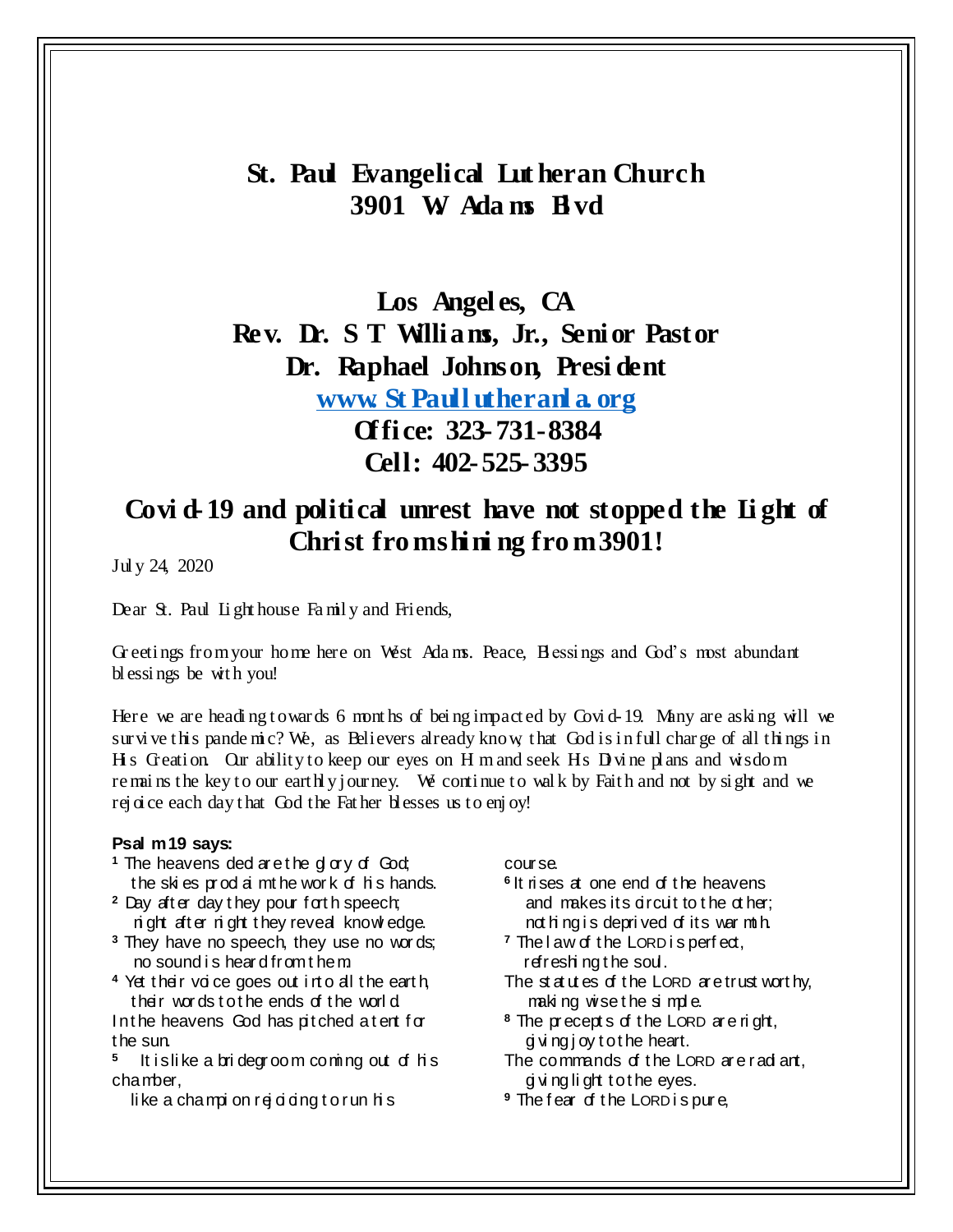# St. Paul Evangelical Lutheran Church
# 3901 W Adams Blvd

## Los Angeles, CA
## Rev. Dr. S T Williams, Jr., Senior Pastor
## Dr. Raphael Johnson, President
## www.StPaullutheranla.org
## Office: 323-731-8384
## Cell: 402-525-3395

# Covid-19 and political unrest have not stopped the Light of Christ from shining from 3901!

July 24, 2020

Dear St. Paul Lighthouse Family and Friends,

Greetings from your home here on West Adams. Peace, Blessings and God's most abundant blessings be with you!

Here we are heading towards 6 months of being impacted by Covid-19. Many are asking will we survive this pandemic? We, as Believers already know, that God is in full charge of all things in His Creation. Our ability to keep our eyes on Him and seek His Divine plans and wisdom remains the key to our earthly journey. We continue to walk by Faith and not by sight and we rejoice each day that God the Father blesses us to enjoy!

**Psalm 19 says:**

[1] The heavens declare the glory of God;
  the skies proclaim the work of his hands.
[2] Day after day they pour forth speech;
  night after night they reveal knowledge.
[3] They have no speech, they use no words;
  no sound is heard from them.
[4] Yet their voice goes out into all the earth,
  their words to the ends of the world.
In the heavens God has pitched a tent for the sun.
[5] It is like a bridegroom coming out of his chamber,
  like a champion rejoicing to run his course.
[6] It rises at one end of the heavens
  and makes its circuit to the other;
  nothing is deprived of its warmth.
[7] The law of the LORD is perfect,
  refreshing the soul.
The statutes of the LORD are trustworthy,
  making wise the simple.
[8] The precepts of the LORD are right,
  giving joy to the heart.
The commands of the LORD are radiant,
  giving light to the eyes.
[9] The fear of the LORD is pure,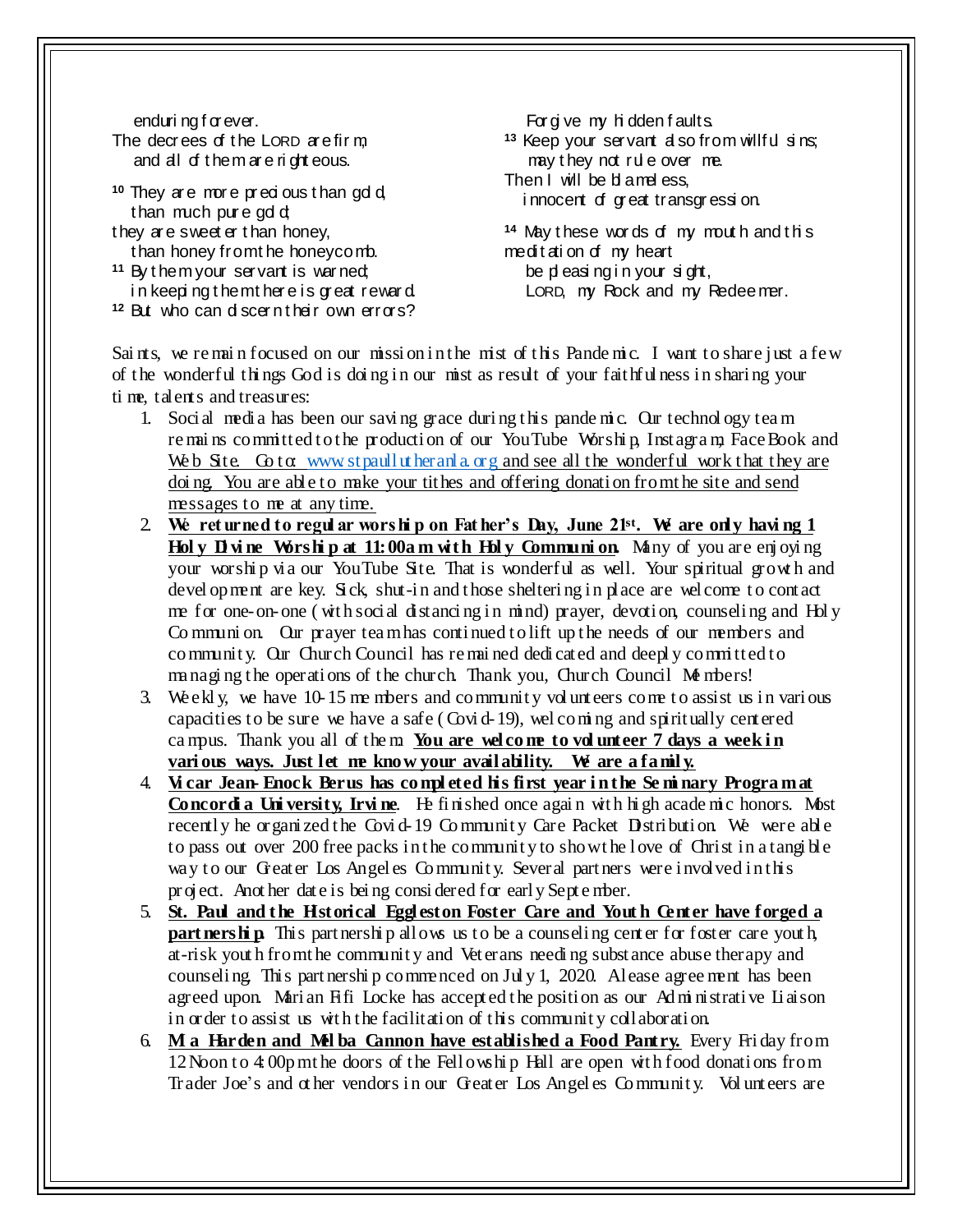enduring forever.  
The decrees of the LORD are firm,  
and all of them are righteous.

[10] They are more precious than gold,  
than much pure gold;  
they are sweeter than honey,  
than honey from the honeycomb.  
[11] By them your servant is warned;  
in keeping them there is great reward.  
[12] But who can discern their own errors?  
Forgive my hidden faults.  
[13] Keep your servant also from willful sins;  
may they not rule over me.  
Then I will be blameless,  
innocent of great transgression.

[14] May these words of my mouth and this meditation of my heart  
be pleasing in your sight,  
LORD, my Rock and my Redeemer.

Saints, we remain focused on our mission in the mist of this Pandemic. I want to share just a few of the wonderful things God is doing in our mist as result of your faithfulness in sharing your time, talents and treasures:

1. Social media has been our saving grace during this pandemic. Our technology team remains committed to the production of our YouTube Worship, Instagram, FaceBook and Web Site. Go to: www.stpaullutheranla.org and see all the wonderful work that they are doing. You are able to make your tithes and offering donation from the site and send messages to me at any time.
2. **We returned to regular worship on Father's Day, June 21st. We are only having 1 Holy Divine Worship at 11:00am with Holy Communion.** Many of you are enjoying your worship via our YouTube Site. That is wonderful as well. Your spiritual growth and development are key. Sick, shut-in and those sheltering in place are welcome to contact me for one-on-one (with social distancing in mind) prayer, devotion, counseling and Holy Communion. Our prayer team has continued to lift up the needs of our members and community. Our Church Council has remained dedicated and deeply committed to managing the operations of the church. Thank you, Church Council Members!
3. Weekly, we have 10-15 members and community volunteers come to assist us in various capacities to be sure we have a safe (Covid-19), welcoming and spiritually centered campus. Thank you all of them. **You are welcome to volunteer 7 days a week in various ways. Just let me know your availability. We are a family.**
4. **Vicar Jean-Enock Berus has completed his first year in the Seminary Program at Concordia University, Irvine**. He finished once again with high academic honors. Most recently he organized the Covid-19 Community Care Packet Distribution. We were able to pass out over 200 free packs in the community to show the love of Christ in a tangible way to our Greater Los Angeles Community. Several partners were involved in this project. Another date is being considered for early September.
5. **St. Paul and the Historical Eggleston Foster Care and Youth Center have forged a partnership.** This partnership allows us to be a counseling center for foster care youth, at-risk youth from the community and Veterans needing substance abuse therapy and counseling. This partnership commenced on July 1, 2020. A lease agreement has been agreed upon. Marian Fifi Locke has accepted the position as our Administrative Liaison in order to assist us with the facilitation of this community collaboration.
6. **Ma Harden and Melba Cannon have established a Food Pantry.** Every Friday from 12 Noon to 4:00pm the doors of the Fellowship Hall are open with food donations from Trader Joe's and other vendors in our Greater Los Angeles Community. Volunteers are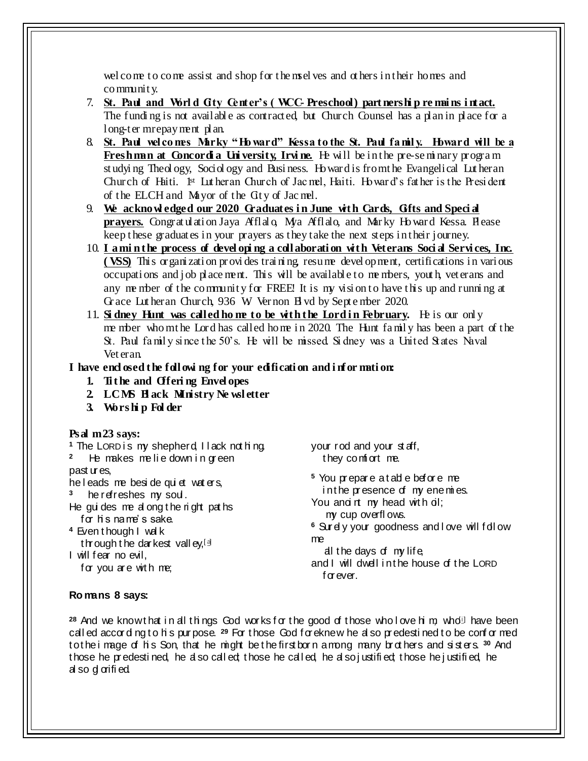welcome to come assist and shop for themselves and others in their homes and community.

7. **St. Paul and World City Center's (WCC-Preschool) partnership remains intact.** The funding is not available as contracted, but Church Counsel has a plan in place for a long-term repayment plan.
8. **St. Paul welcomes Marky "Howard" Kessa to the St. Paul family. Howard will be a Freshman at Concordia University, Irvine.** He will be in the pre-seminary program studying Theology, Sociology and Business. Howard is from the Evangelical Lutheran Church of Haiti. 1st Lutheran Church of Jacmel, Haiti. Howard's father is the President of the ELCH and Mayor of the City of Jacmel.
9. **We acknowledged our 2020 Graduates in June with Cards, Gifts and Special prayers.** Congratulation Jaya Afflalo, Mya Afflalo, and Marky Howard Kessa. Please keep these graduates in your prayers as they take the next steps in their journey.
10. **I am in the process of developing a collaboration with Veterans Social Services, Inc. (VSS)** This organization provides training, resume development, certifications in various occupations and job placement. This will be available to members, youth, veterans and any member of the community for FREE! It is my vision to have this up and running at Grace Lutheran Church, 936 W Vernon Blvd by September 2020.
11. **Sidney Hunt was called home to be with the Lord in February.** He is our only member whom the Lord has called home in 2020. The Hunt family has been a part of the St. Paul family since the 50's. He will be missed. Sidney was a United States Naval Veteran.

**I have enclosed the following for your edification and information:**

1. **Tithe and Offering Envelopes**
2. **LCMS Black Ministry Newsletter**
3. **Worship Folder**

**Psalm 23 says:**

1 The LORD is my shepherd, I lack nothing.
2 He makes me lie down in green pastures,
he leads me beside quiet waters,
3 he refreshes my soul.
He guides me along the right paths
for his name's sake.
4 Even though I walk
through the darkest valley,[a]
I will fear no evil,
for you are with me;
your rod and your staff,
they comfort me.

5 You prepare a table before me
in the presence of my enemies.
You anoint my head with oil;
my cup overflows.
6 Surely your goodness and love will follow me
all the days of my life,
and I will dwell in the house of the LORD
forever.

**Romans 8 says:**

28 And we know that in all things God works for the good of those who love him, who[i] have been called according to his purpose. 29 For those God foreknew he also predestined to be conformed to the image of his Son, that he might be the firstborn among many brothers and sisters. 30 And those he predestined, he also called; those he called, he also justified; those he justified, he also glorified.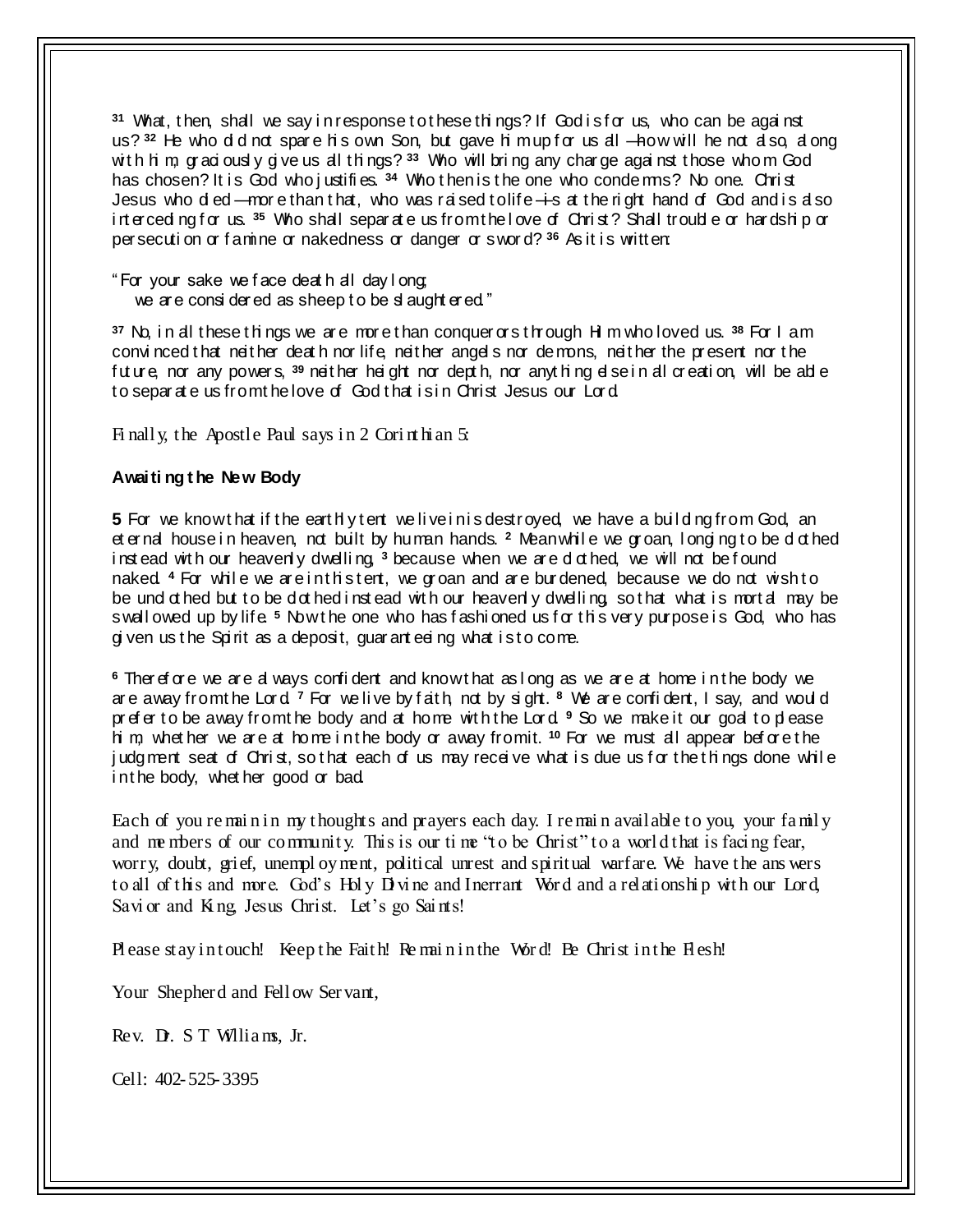[31] What, then, shall we say in response to these things? If God is for us, who can be against us? [32] He who did not spare his own Son, but gave him up for us all—how will he not also, along with him, graciously give us all things? [33] Who will bring any charge against those whom God has chosen? It is God who justifies. [34] Who then is the one who condemns? No one. Christ Jesus who died—more than that, who was raised to life—is at the right hand of God and is also interceding for us. [35] Who shall separate us from the love of Christ? Shall trouble or hardship or persecution or famine or nakedness or danger or sword? [36] As it is written:

"For your sake we face death all day long;
 we are considered as sheep to be slaughtered."

[37] No, in all these things we are more than conquerors through Him who loved us. [38] For I am convinced that neither death nor life, neither angels nor demons, neither the present nor the future, nor any powers, [39] neither height nor depth, nor anything else in all creation, will be able to separate us from the love of God that is in Christ Jesus our Lord.

Finally, the Apostle Paul says in 2 Corinthian 5:

**Awaiting the New Body**

**5** For we know that if the earthly tent we live in is destroyed, we have a building from God, an eternal house in heaven, not built by human hands. [2] Meanwhile we groan, longing to be clothed instead with our heavenly dwelling, [3] because when we are clothed, we will not be found naked. [4] For while we are in this tent, we groan and are burdened, because we do not wish to be unclothed but to be clothed instead with our heavenly dwelling, so that what is mortal may be swallowed up by life. [5] Now the one who has fashioned us for this very purpose is God, who has given us the Spirit as a deposit, guaranteeing what is to come.

[6] Therefore we are always confident and know that as long as we are at home in the body we are away from the Lord. [7] For we live by faith, not by sight. [8] We are confident, I say, and would prefer to be away from the body and at home with the Lord. [9] So we make it our goal to please him, whether we are at home in the body or away from it. [10] For we must all appear before the judgment seat of Christ, so that each of us may receive what is due us for the things done while in the body, whether good or bad.

Each of you remain in my thoughts and prayers each day. I remain available to you, your family and members of our community. This is our time "to be Christ" to a world that is facing fear, worry, doubt, grief, unemployment, political unrest and spiritual warfare. We have the answers to all of this and more. God's Holy Divine and Inerrant Word and a relationship with our Lord, Savior and King, Jesus Christ. Let's go Saints!

Please stay in touch! Keep the Faith! Remain in the Word! Be Christ in the Flesh!

Your Shepherd and Fellow Servant,

Rev. Dr. S T Williams, Jr.

Cell: 402-525-3395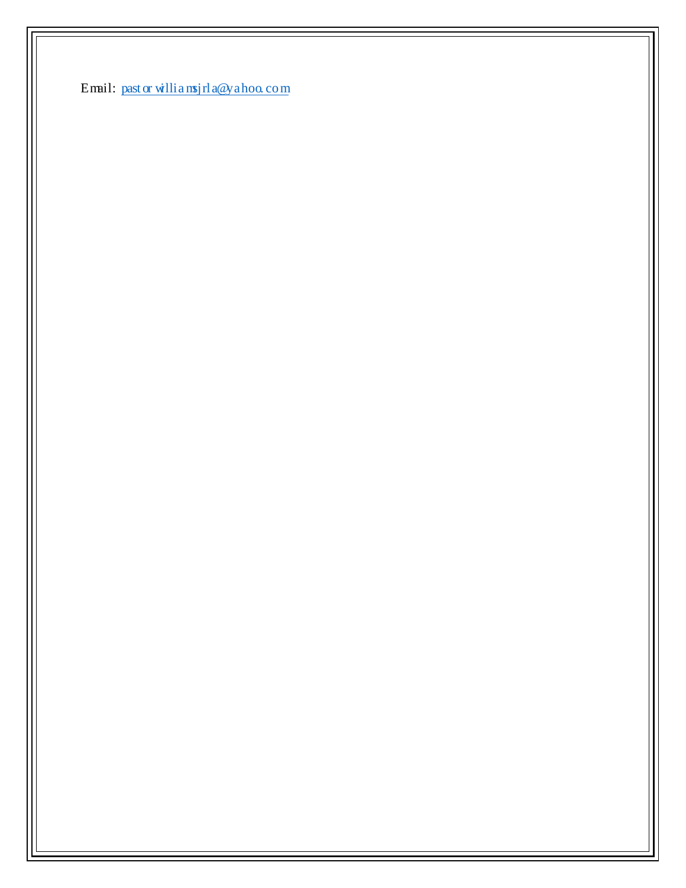Email: pastorwilliamsjrla@yahoo.com